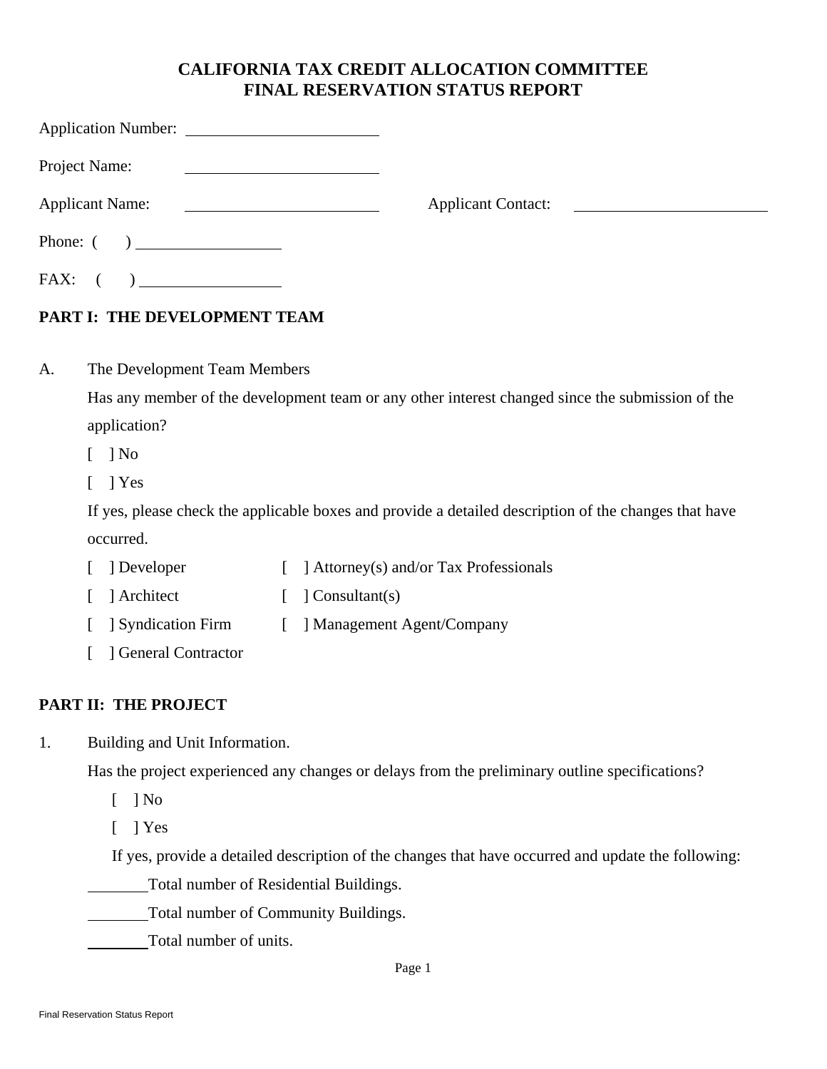# CALIFORNIA TAX CREDIT ALLOCATION COMMITTEE
# FINAL RESERVATION STATUS REPORT

Application Number: ________________________

Project Name: ________________________

Applicant Name: ________________________ Applicant Contact: ________________________

Phone: (    ) __________________

FAX: (    ) __________________

## PART I: THE DEVELOPMENT TEAM

A. The Development Team Members

Has any member of the development team or any other interest changed since the submission of the application?

[ ] No

[ ] Yes

If yes, please check the applicable boxes and provide a detailed description of the changes that have occurred.

[ ] Developer  [ ] Attorney(s) and/or Tax Professionals

[ ] Architect  [ ] Consultant(s)

[ ] Syndication Firm  [ ] Management Agent/Company

[ ] General Contractor

## PART II: THE PROJECT

1. Building and Unit Information.

Has the project experienced any changes or delays from the preliminary outline specifications?

[ ] No

[ ] Yes

If yes, provide a detailed description of the changes that have occurred and update the following:

________ Total number of Residential Buildings.

________ Total number of Community Buildings.

________ Total number of units.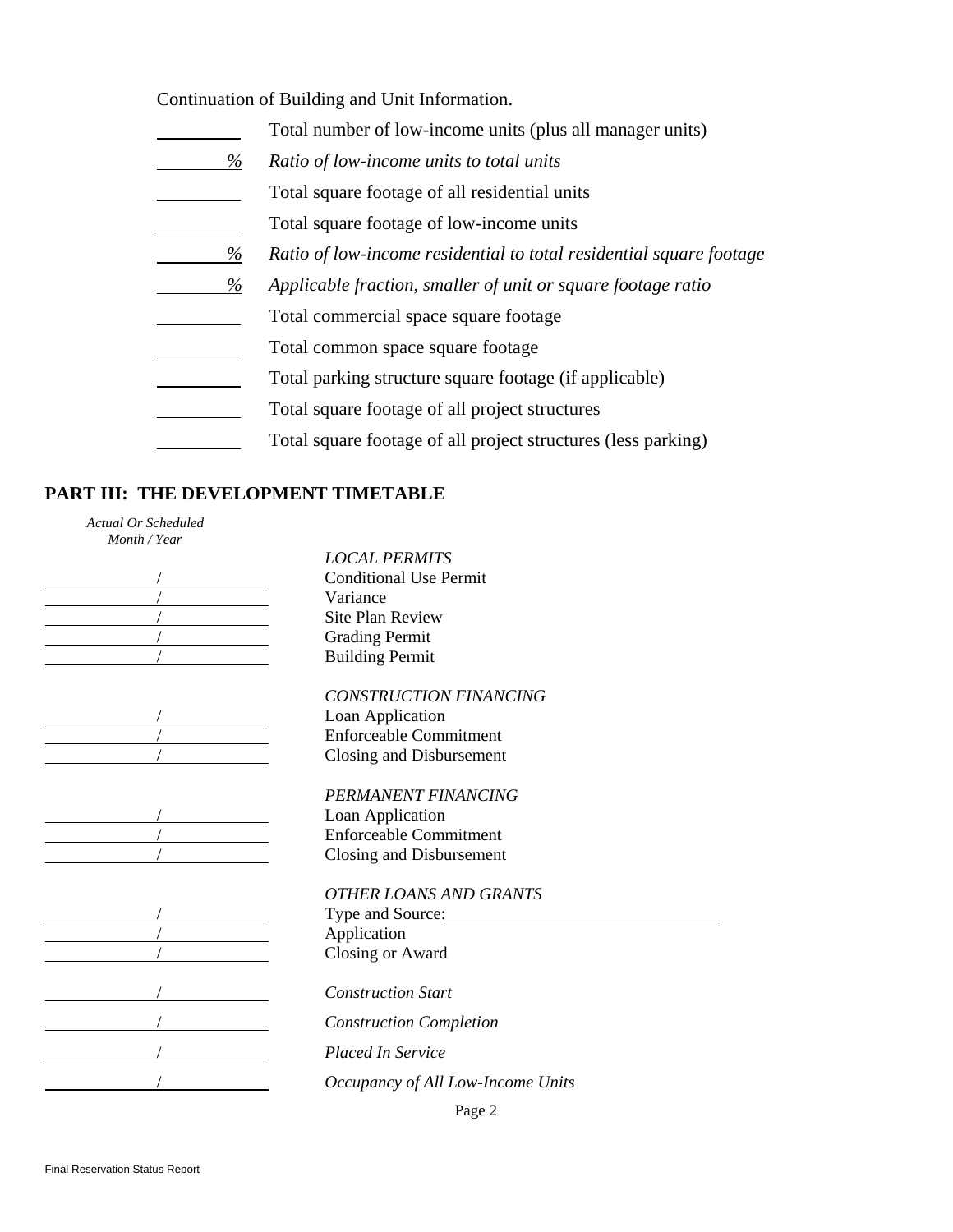Continuation of Building and Unit Information.

| | |
|---|---|
| ________ | Total number of low-income units (plus all manager units) |
| ________ % | *Ratio of low-income units to total units* |
| ________ | Total square footage of all residential units |
| ________ | Total square footage of low-income units |
| ________ % | *Ratio of low-income residential to total residential square footage* |
| ________ % | *Applicable fraction, smaller of unit or square footage ratio* |
| ________ | Total commercial space square footage |
| ________ | Total common space square footage |
| ________ | Total parking structure square footage (if applicable) |
| ________ | Total square footage of all project structures |
| ________ | Total square footage of all project structures (less parking) |

## PART III: THE DEVELOPMENT TIMETABLE

| *Actual Or Scheduled Month / Year* | |
|---|---|
| | *LOCAL PERMITS* |
| / | Conditional Use Permit |
| / | Variance |
| / | Site Plan Review |
| / | Grading Permit |
| / | Building Permit |
| | *CONSTRUCTION FINANCING* |
| / | Loan Application |
| / | Enforceable Commitment |
| / | Closing and Disbursement |
| | *PERMANENT FINANCING* |
| / | Loan Application |
| / | Enforceable Commitment |
| / | Closing and Disbursement |
| | *OTHER LOANS AND GRANTS* |
| / | Type and Source: ______________________________ |
| / | Application |
| / | Closing or Award |
| / | *Construction Start* |
| / | *Construction Completion* |
| / | *Placed In Service* |
| / | *Occupancy of All Low-Income Units* |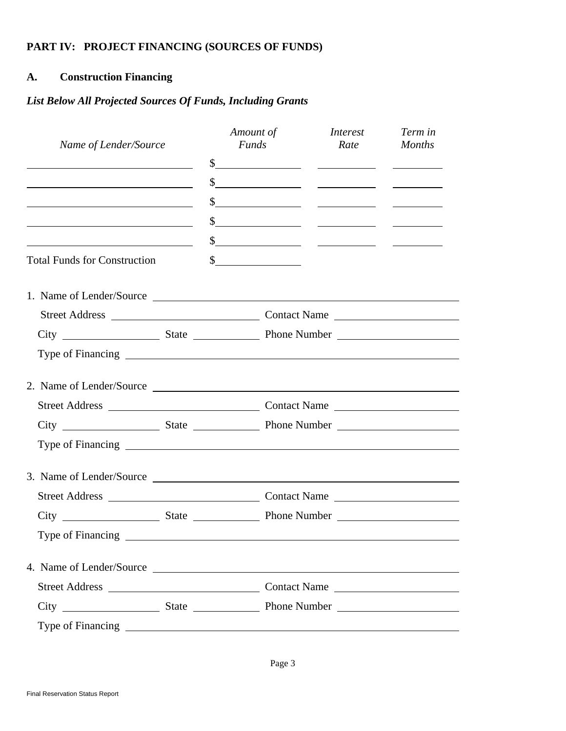## PART IV: PROJECT FINANCING (SOURCES OF FUNDS)

### A. Construction Financing

***List Below All Projected Sources Of Funds, Including Grants***

| *Name of Lender/Source* | *Amount of Funds* | *Interest Rate* | *Term in Months* |
|---|---|---|---|
| ______________________ | $____________ | ________ | ________ |
| ______________________ | $____________ | ________ | ________ |
| ______________________ | $____________ | ________ | ________ |
| ______________________ | $____________ | ________ | ________ |
| ______________________ | $____________ | ________ | ________ |
| Total Funds for Construction | $____________ | | |

1. Name of Lender/Source ______________________________________________

   Street Address ______________________ Contact Name ______________________

   City ______________ State __________ Phone Number ______________________

   Type of Financing ______________________________________________

2. Name of Lender/Source ______________________________________________

   Street Address ______________________ Contact Name ______________________

   City ______________ State __________ Phone Number ______________________

   Type of Financing ______________________________________________

3. Name of Lender/Source ______________________________________________

   Street Address ______________________ Contact Name ______________________

   City ______________ State __________ Phone Number ______________________

   Type of Financing ______________________________________________

4. Name of Lender/Source ______________________________________________

   Street Address ______________________ Contact Name ______________________

   City ______________ State __________ Phone Number ______________________

   Type of Financing ______________________________________________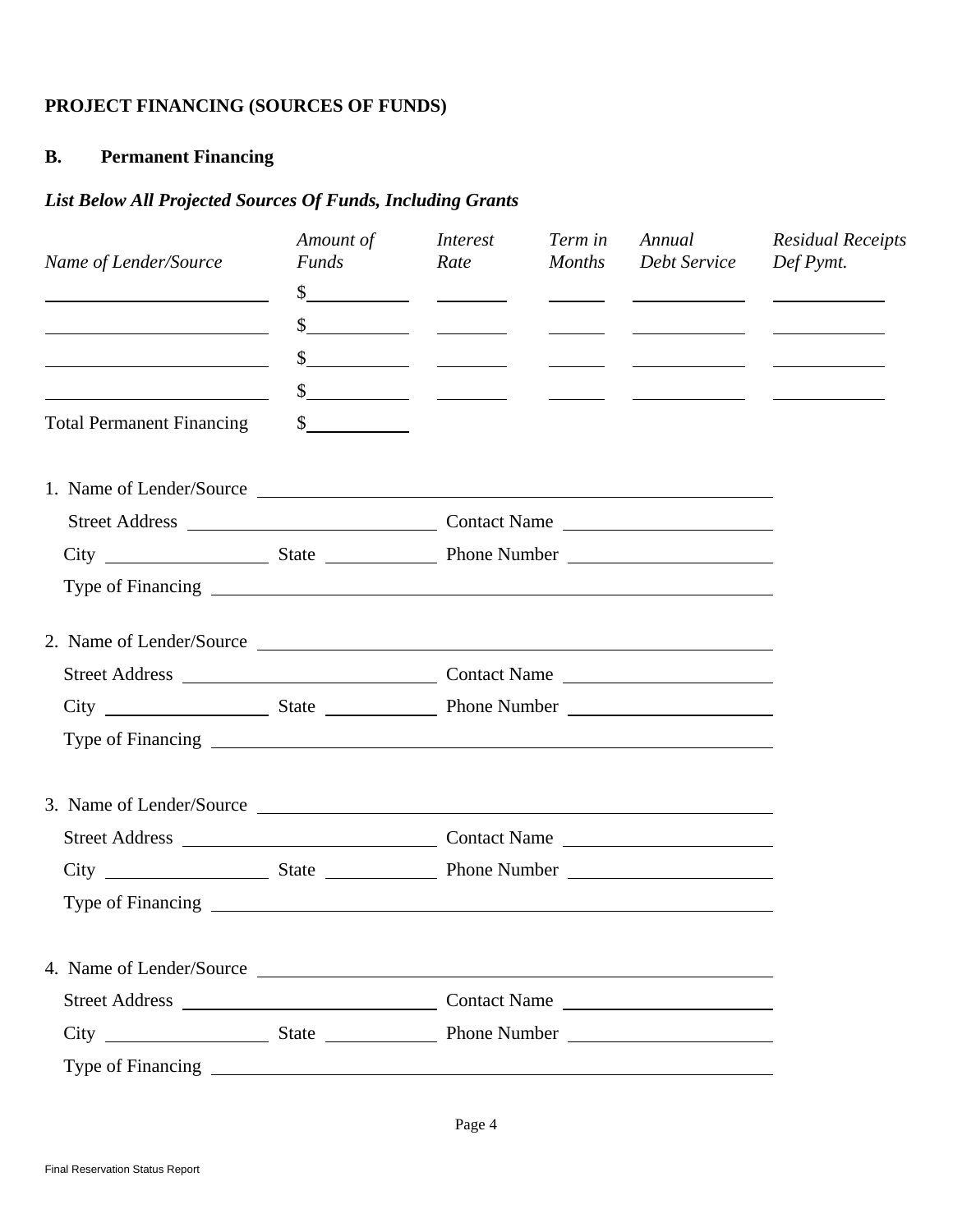**PROJECT FINANCING (SOURCES OF FUNDS)**

**B. Permanent Financing**

***List Below All Projected Sources Of Funds, Including Grants***

| *Name of Lender/Source* | *Amount of Funds* | *Interest Rate* | *Term in Months* | *Annual Debt Service* | *Residual Receipts Def Pymt.* |
|---|---|---|---|---|---|
| ______________ | $__________ | ______ | ______ | __________ | __________ |
| ______________ | $__________ | ______ | ______ | __________ | __________ |
| ______________ | $__________ | ______ | ______ | __________ | __________ |
| ______________ | $__________ | ______ | ______ | __________ | __________ |
| Total Permanent Financing | $__________ | | | | |

1. Name of Lender/Source ______________________________________________

   Street Address ______________________ Contact Name ____________________

   City ______________ State __________ Phone Number ____________________

   Type of Financing ______________________________________________

2. Name of Lender/Source ______________________________________________

   Street Address ______________________ Contact Name ____________________

   City ______________ State __________ Phone Number ____________________

   Type of Financing ______________________________________________

3. Name of Lender/Source ______________________________________________

   Street Address ______________________ Contact Name ____________________

   City ______________ State __________ Phone Number ____________________

   Type of Financing ______________________________________________

4. Name of Lender/Source ______________________________________________

   Street Address ______________________ Contact Name ____________________

   City ______________ State __________ Phone Number ____________________

   Type of Financing ______________________________________________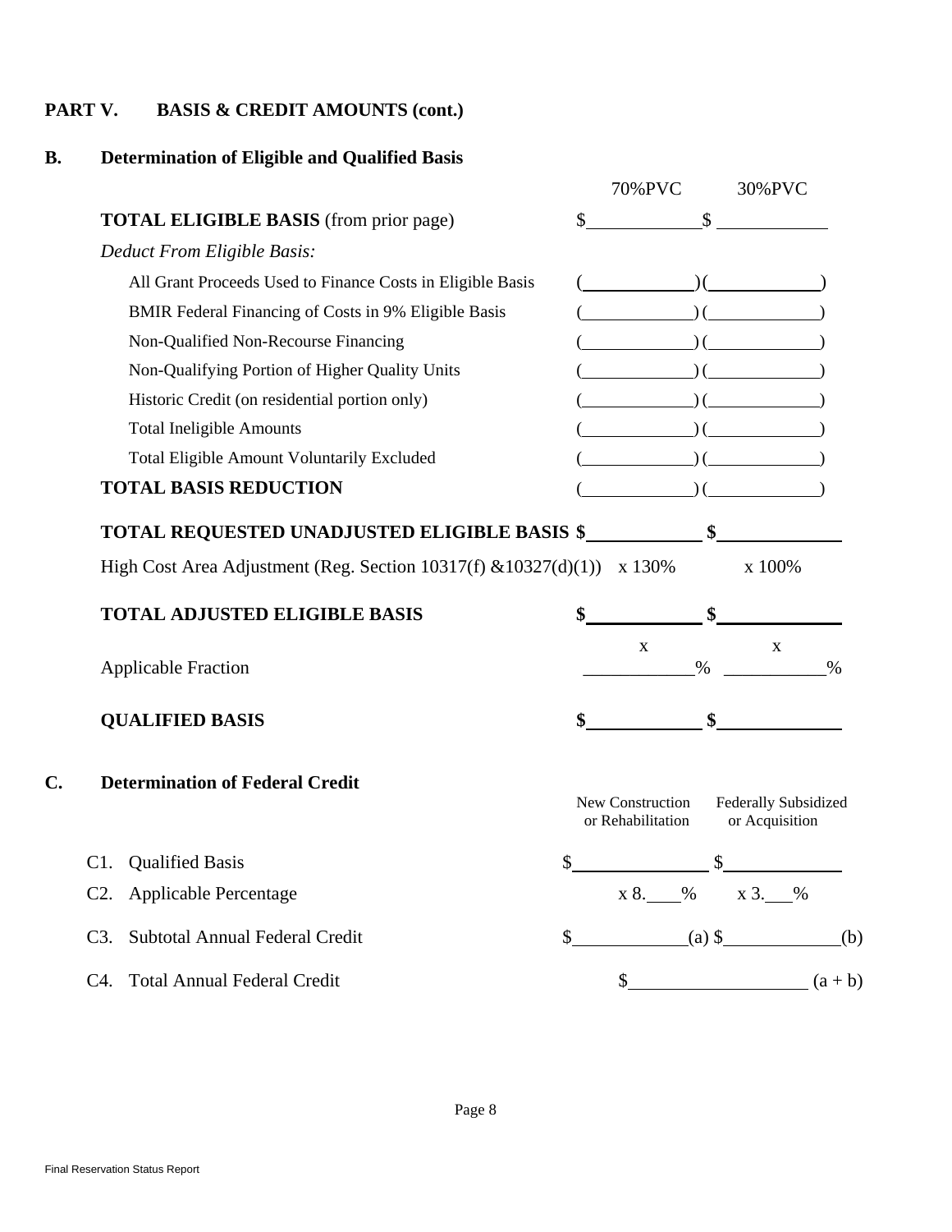## PART V. BASIS & CREDIT AMOUNTS (cont.)

### B. Determination of Eligible and Qualified Basis

| | 70%PVC | 30%PVC |
|---|---|---|
| **TOTAL ELIGIBLE BASIS** (from prior page) | $ | $ |
| *Deduct From Eligible Basis:* | | |
| All Grant Proceeds Used to Finance Costs in Eligible Basis | ( ) | ( ) |
| BMIR Federal Financing of Costs in 9% Eligible Basis | ( ) | ( ) |
| Non-Qualified Non-Recourse Financing | ( ) | ( ) |
| Non-Qualifying Portion of Higher Quality Units | ( ) | ( ) |
| Historic Credit (on residential portion only) | ( ) | ( ) |
| Total Ineligible Amounts | ( ) | ( ) |
| Total Eligible Amount Voluntarily Excluded | ( ) | ( ) |
| **TOTAL BASIS REDUCTION** | ( ) | ( ) |
| **TOTAL REQUESTED UNADJUSTED ELIGIBLE BASIS** | **$** | **$** |
| High Cost Area Adjustment (Reg. Section 10317(f) &10327(d)(1)) | x 130% | x 100% |
| **TOTAL ADJUSTED ELIGIBLE BASIS** | **$** | **$** |
| Applicable Fraction | x ____% | x ____% |
| **QUALIFIED BASIS** | **$** | **$** |

### C. Determination of Federal Credit

| | New Construction or Rehabilitation | Federally Subsidized or Acquisition |
|---|---|---|
| C1. Qualified Basis | $ | $ |
| C2. Applicable Percentage | x 8.___% | x 3.___% |
| C3. Subtotal Annual Federal Credit | $ ____(a) | $ ____(b) |
| C4. Total Annual Federal Credit | $ ____ (a + b) | |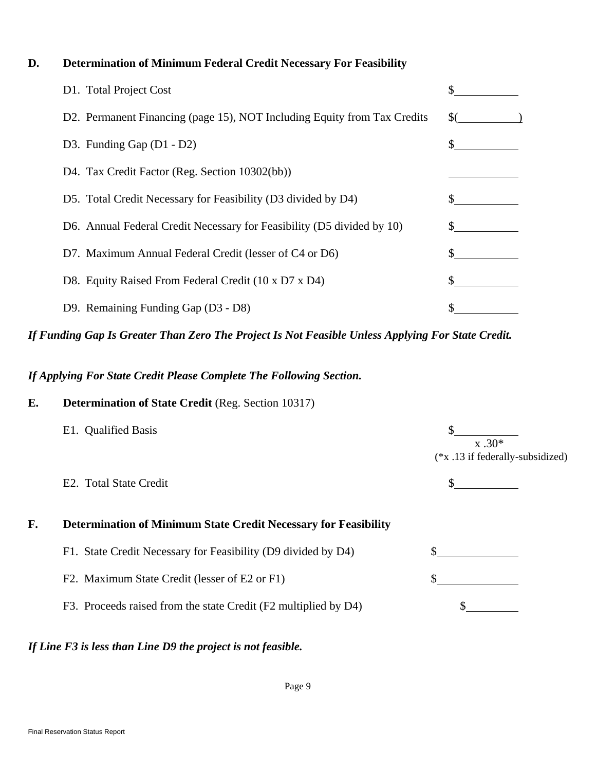## D. Determination of Minimum Federal Credit Necessary For Feasibility

| | |
|---|---|
| D1. Total Project Cost | $\_\_\_\_\_\_\_\_\_\_ |
| D2. Permanent Financing (page 15), NOT Including Equity from Tax Credits | $(\_\_\_\_\_\_\_\_\_\_) |
| D3. Funding Gap (D1 - D2) | $\_\_\_\_\_\_\_\_\_\_ |
| D4. Tax Credit Factor (Reg. Section 10302(bb)) | \_\_\_\_\_\_\_\_\_\_ |
| D5. Total Credit Necessary for Feasibility (D3 divided by D4) | $\_\_\_\_\_\_\_\_\_\_ |
| D6. Annual Federal Credit Necessary for Feasibility (D5 divided by 10) | $\_\_\_\_\_\_\_\_\_\_ |
| D7. Maximum Annual Federal Credit (lesser of C4 or D6) | $\_\_\_\_\_\_\_\_\_\_ |
| D8. Equity Raised From Federal Credit (10 x D7 x D4) | $\_\_\_\_\_\_\_\_\_\_ |
| D9. Remaining Funding Gap (D3 - D8) | $\_\_\_\_\_\_\_\_\_\_ |

***If Funding Gap Is Greater Than Zero The Project Is Not Feasible Unless Applying For State Credit.***

***If Applying For State Credit Please Complete The Following Section.***

## E. Determination of State Credit (Reg. Section 10317)

| | |
|---|---|
| E1. Qualified Basis | $\_\_\_\_\_\_\_\_\_\_ |
| | x .30* |
| | (*x .13 if federally-subsidized) |
| E2. Total State Credit | $\_\_\_\_\_\_\_\_\_\_ |

## F. Determination of Minimum State Credit Necessary for Feasibility

| | |
|---|---|
| F1. State Credit Necessary for Feasibility (D9 divided by D4) | $\_\_\_\_\_\_\_\_\_\_ |
| F2. Maximum State Credit (lesser of E2 or F1) | $\_\_\_\_\_\_\_\_\_\_ |
| F3. Proceeds raised from the state Credit (F2 multiplied by D4) | $\_\_\_\_\_\_\_\_\_\_ |

***If Line F3 is less than Line D9 the project is not feasible.***